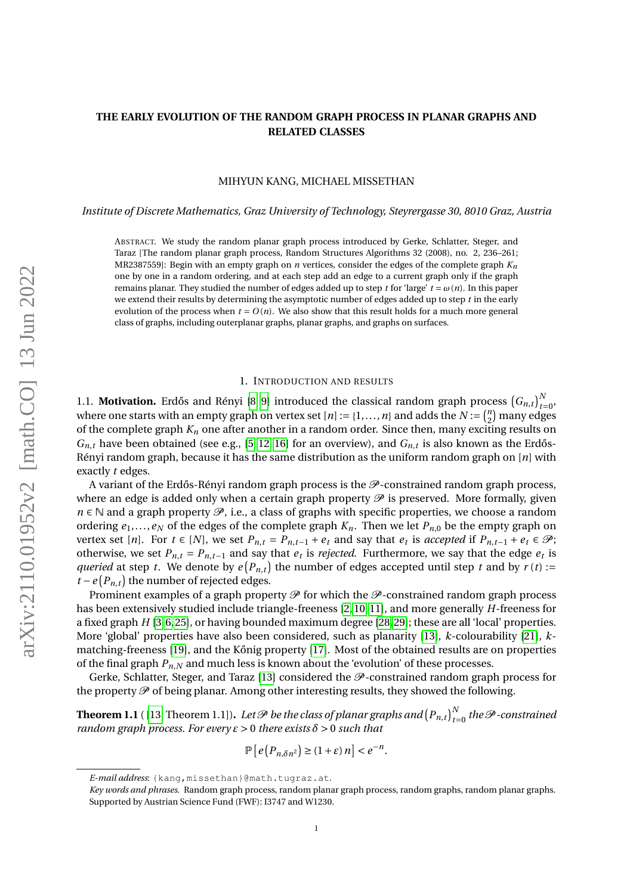# THE EARLY EVOLUTION OF THE RANDOM GRAPH PROCESS IN PLANAR GRAPHS AND RELATED CLASSES

MIHYUN KANG, MICHAEL MISSETHAN

*Institute of Discrete Mathematics, Graz University of Technology, Steyrergasse 30, 8010 Graz, Austria*

ABSTRACT. We study the random planar graph process introduced by Gerke, Schlatter, Steger, and Taraz [The random planar graph process, Random Structures Algorithms 32 (2008), no. 2, 236–261; MR2387559]: Begin with an empty graph on $n$ vertices, consider the edges of the complete graph $K_n$ one by one in a random ordering, and at each step add an edge to a current graph only if the graph remains planar. They studied the number of edges added up to step $t$ for 'large' $t = \omega(n)$. In this paper we extend their results by determining the asymptotic number of edges added up to step $t$ in the early evolution of the process when $t = O(n)$. We also show that this result holds for a much more general class of graphs, including outerplanar graphs, planar graphs, and graphs on surfaces.

## 1. INTRODUCTION AND RESULTS

1.1. **Motivation.** Erdős and Rényi [8, 9] introduced the classical random graph process $(G_{n,t})_{t=0}^{N}$, where one starts with an empty graph on vertex set $[n] := \{1, \ldots, n\}$ and adds the $N := \binom{n}{2}$ many edges of the complete graph $K_n$ one after another in a random order. Since then, many exciting results on $G_{n,t}$ have been obtained (see e.g., [5, 12, 16] for an overview), and $G_{n,t}$ is also known as the Erdős-Rényi random graph, because it has the same distribution as the uniform random graph on $[n]$ with exactly $t$ edges.

A variant of the Erdős-Rényi random graph process is the $\mathscr{P}$-constrained random graph process, where an edge is added only when a certain graph property $\mathscr{P}$ is preserved. More formally, given $n \in \mathbb{N}$ and a graph property $\mathscr{P}$, i.e., a class of graphs with specific properties, we choose a random ordering $e_1, \ldots, e_N$ of the edges of the complete graph $K_n$. Then we let $P_{n,0}$ be the empty graph on vertex set $[n]$. For $t \in [N]$, we set $P_{n,t} = P_{n,t-1} + e_t$ and say that $e_t$ is *accepted* if $P_{n,t-1} + e_t \in \mathscr{P}$; otherwise, we set $P_{n,t} = P_{n,t-1}$ and say that $e_t$ is *rejected*. Furthermore, we say that the edge $e_t$ is *queried* at step $t$. We denote by $e(P_{n,t})$ the number of edges accepted until step $t$ and by $r(t) := t - e(P_{n,t})$ the number of rejected edges.

Prominent examples of a graph property $\mathscr{P}$ for which the $\mathscr{P}$-constrained random graph process has been extensively studied include triangle-freeness [2, 10, 11], and more generally $H$-freeness for a fixed graph $H$ [3, 6, 25], or having bounded maximum degree [28, 29]; these are all 'local' properties. More 'global' properties have also been considered, such as planarity [13], $k$-colourability [21], $k$-matching-freeness [19], and the Kőnig property [17]. Most of the obtained results are on properties of the final graph $P_{n,N}$ and much less is known about the 'evolution' of these processes.

Gerke, Schlatter, Steger, and Taraz [13] considered the $\mathscr{P}$-constrained random graph process for the property $\mathscr{P}$ of being planar. Among other interesting results, they showed the following.

**Theorem 1.1** ([13, Theorem 1.1])**.** *Let $\mathscr{P}$ be the class of planar graphs and $(P_{n,t})_{t=0}^{N}$ the $\mathscr{P}$-constrained random graph process. For every $\varepsilon > 0$ there exists $\delta > 0$ such that*

$$\mathbb{P}\left[e\left(P_{n,\delta n^2}\right) \geq (1+\varepsilon)\, n\right] < e^{-n}.$$

*E-mail address*: {kang,missethan}@math.tugraz.at.

*Key words and phrases.* Random graph process, random planar graph process, random graphs, random planar graphs.
Supported by Austrian Science Fund (FWF): I3747 and W1230.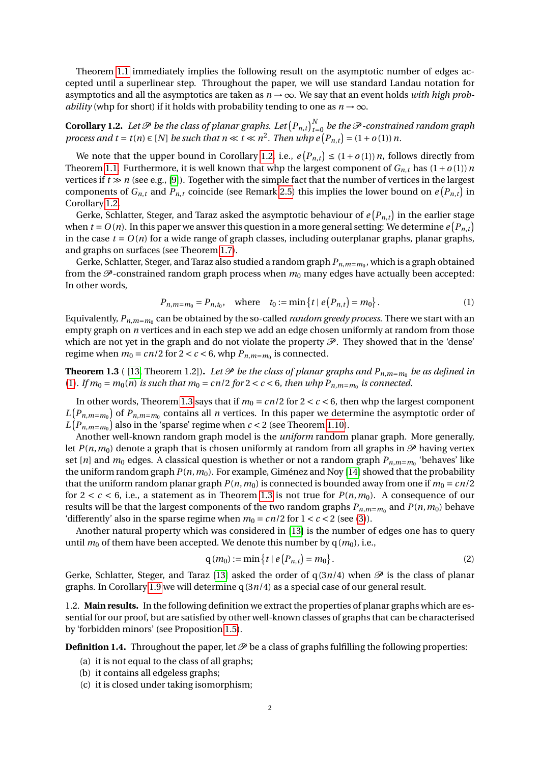Theorem 1.1 immediately implies the following result on the asymptotic number of edges accepted until a superlinear step. Throughout the paper, we will use standard Landau notation for asymptotics and all the asymptotics are taken as $n \to \infty$. We say that an event holds *with high probability* (whp for short) if it holds with probability tending to one as $n \to \infty$.

**Corollary 1.2.** *Let $\mathscr{P}$ be the class of planar graphs. Let $\left(P_{n,t}\right)_{t=0}^{N}$ be the $\mathscr{P}$-constrained random graph process and $t = t(n) \in [N]$ be such that $n \ll t \ll n^2$. Then whp $e\left(P_{n,t}\right) = (1+o(1))\,n$.*

We note that the upper bound in Corollary 1.2, i.e., $e\left(P_{n,t}\right) \leq (1+o(1))\,n$, follows directly from Theorem 1.1. Furthermore, it is well known that whp the largest component of $G_{n,t}$ has $(1+o(1))\,n$ vertices if $t \gg n$ (see e.g., [9]). Together with the simple fact that the number of vertices in the largest components of $G_{n,t}$ and $P_{n,t}$ coincide (see Remark 2.5) this implies the lower bound on $e\left(P_{n,t}\right)$ in Corollary 1.2.

Gerke, Schlatter, Steger, and Taraz asked the asymptotic behaviour of $e\left(P_{n,t}\right)$ in the earlier stage when $t = O(n)$. In this paper we answer this question in a more general setting: We determine $e\left(P_{n,t}\right)$ in the case $t = O(n)$ for a wide range of graph classes, including outerplanar graphs, planar graphs, and graphs on surfaces (see Theorem 1.7).

Gerke, Schlatter, Steger, and Taraz also studied a random graph $P_{n,m=m_0}$, which is a graph obtained from the $\mathscr{P}$-constrained random graph process when $m_0$ many edges have actually been accepted: In other words,

$$P_{n,m=m_0} = P_{n,t_0}, \quad \text{where} \quad t_0 := \min\left\{t \mid e\left(P_{n,t}\right) = m_0\right\}. \tag{1}$$

Equivalently, $P_{n,m=m_0}$ can be obtained by the so-called *random greedy process*. There we start with an empty graph on $n$ vertices and in each step we add an edge chosen uniformly at random from those which are not yet in the graph and do not violate the property $\mathscr{P}$. They showed that in the 'dense' regime when $m_0 = cn/2$ for $2 < c < 6$, whp $P_{n,m=m_0}$ is connected.

**Theorem 1.3** ( [13, Theorem 1.2])**.** *Let $\mathscr{P}$ be the class of planar graphs and $P_{n,m=m_0}$ be as defined in (1). If $m_0 = m_0(n)$ is such that $m_0 = cn/2$ for $2 < c < 6$, then whp $P_{n,m=m_0}$ is connected.*

In other words, Theorem 1.3 says that if $m_0 = cn/2$ for $2 < c < 6$, then whp the largest component $L\left(P_{n,m=m_0}\right)$ of $P_{n,m=m_0}$ contains all $n$ vertices. In this paper we determine the asymptotic order of $L\left(P_{n,m=m_0}\right)$ also in the 'sparse' regime when $c < 2$ (see Theorem 1.10).

Another well-known random graph model is the *uniform* random planar graph. More generally, let $P(n, m_0)$ denote a graph that is chosen uniformly at random from all graphs in $\mathscr{P}$ having vertex set $[n]$ and $m_0$ edges. A classical question is whether or not a random graph $P_{n,m=m_0}$ 'behaves' like the uniform random graph $P(n, m_0)$. For example, Giménez and Noy [14] showed that the probability that the uniform random planar graph $P(n, m_0)$ is connected is bounded away from one if $m_0 = cn/2$ for $2 < c < 6$, i.e., a statement as in Theorem 1.3 is not true for $P(n, m_0)$. A consequence of our results will be that the largest components of the two random graphs $P_{n,m=m_0}$ and $P(n, m_0)$ behave 'differently' also in the sparse regime when $m_0 = cn/2$ for $1 < c < 2$ (see (3)).

Another natural property which was considered in [13] is the number of edges one has to query until $m_0$ of them have been accepted. We denote this number by $\mathrm{q}(m_0)$, i.e.,

$$\mathrm{q}(m_0) := \min\left\{t \mid e\left(P_{n,t}\right) = m_0\right\}. \tag{2}$$

Gerke, Schlatter, Steger, and Taraz [13] asked the order of $\mathrm{q}(3n/4)$ when $\mathscr{P}$ is the class of planar graphs. In Corollary 1.9 we will determine $\mathrm{q}(3n/4)$ as a special case of our general result.

1.2. **Main results.** In the following definition we extract the properties of planar graphs which are essential for our proof, but are satisfied by other well-known classes of graphs that can be characterised by 'forbidden minors' (see Proposition 1.5).

**Definition 1.4.** Throughout the paper, let $\mathscr{P}$ be a class of graphs fulfilling the following properties:

(a) it is not equal to the class of all graphs;
(b) it contains all edgeless graphs;
(c) it is closed under taking isomorphism;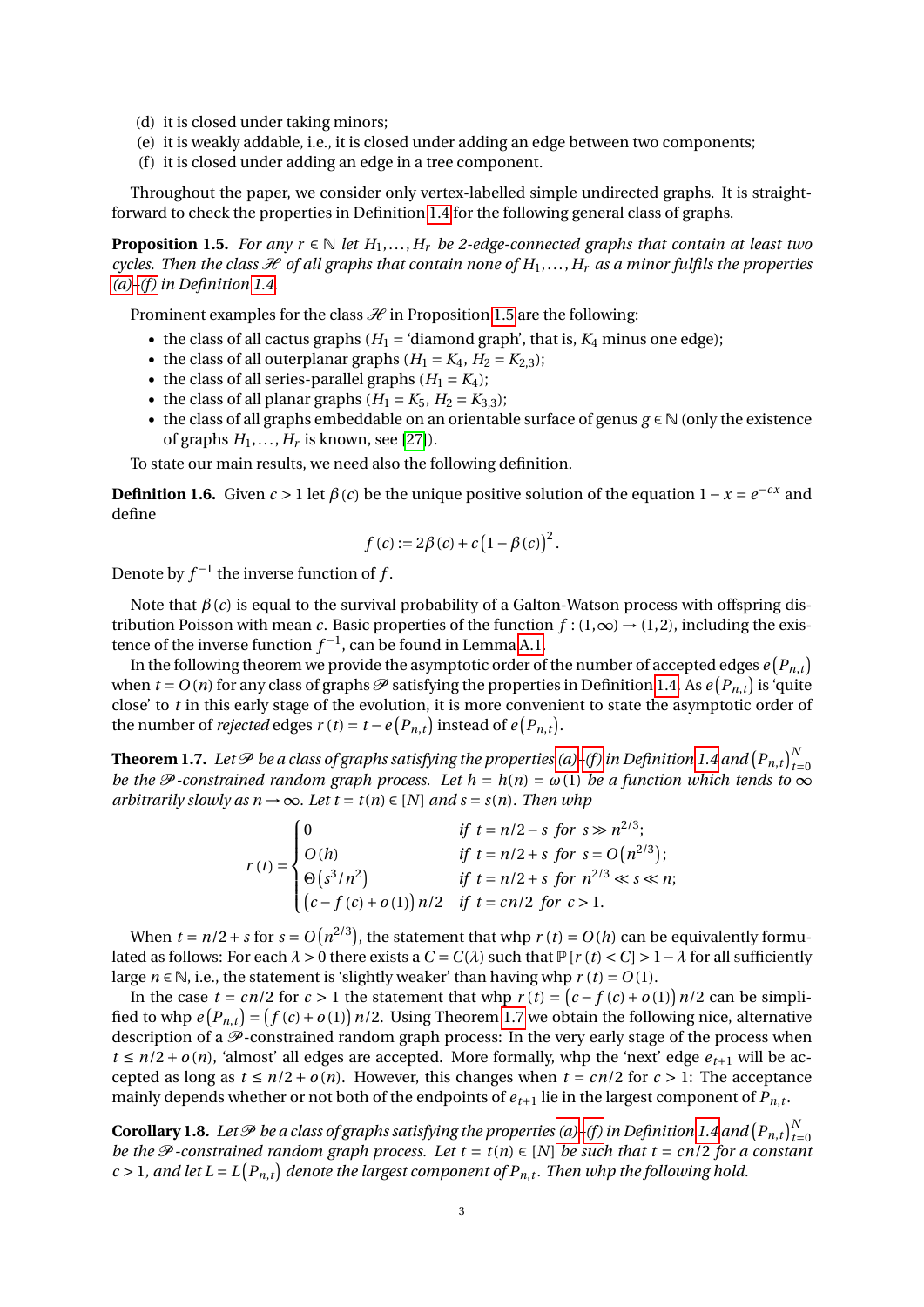(d) it is closed under taking minors;
(e) it is weakly addable, i.e., it is closed under adding an edge between two components;
(f) it is closed under adding an edge in a tree component.

Throughout the paper, we consider only vertex-labelled simple undirected graphs. It is straightforward to check the properties in Definition 1.4 for the following general class of graphs.

**Proposition 1.5.** *For any $r \in \mathbb{N}$ let $H_1, \ldots, H_r$ be 2-edge-connected graphs that contain at least two cycles. Then the class $\mathcal{H}$ of all graphs that contain none of $H_1, \ldots, H_r$ as a minor fulfils the properties (a)–(f) in Definition 1.4.*

Prominent examples for the class $\mathcal{H}$ in Proposition 1.5 are the following:

- the class of all cactus graphs ($H_1 =$ 'diamond graph', that is, $K_4$ minus one edge);
- the class of all outerplanar graphs ($H_1 = K_4$, $H_2 = K_{2,3}$);
- the class of all series-parallel graphs ($H_1 = K_4$);
- the class of all planar graphs ($H_1 = K_5$, $H_2 = K_{3,3}$);
- the class of all graphs embeddable on an orientable surface of genus $g \in \mathbb{N}$ (only the existence of graphs $H_1, \ldots, H_r$ is known, see [27]).

To state our main results, we need also the following definition.

**Definition 1.6.** Given $c > 1$ let $\beta(c)$ be the unique positive solution of the equation $1 - x = e^{-cx}$ and define

$$f(c) := 2\beta(c) + c\left(1 - \beta(c)\right)^2.$$

Denote by $f^{-1}$ the inverse function of $f$.

Note that $\beta(c)$ is equal to the survival probability of a Galton-Watson process with offspring distribution Poisson with mean $c$. Basic properties of the function $f : (1, \infty) \to (1, 2)$, including the existence of the inverse function $f^{-1}$, can be found in Lemma A.1.

In the following theorem we provide the asymptotic order of the number of accepted edges $e\left(P_{n,t}\right)$ when $t = O(n)$ for any class of graphs $\mathcal{P}$ satisfying the properties in Definition 1.4. As $e\left(P_{n,t}\right)$ is 'quite close' to $t$ in this early stage of the evolution, it is more convenient to state the asymptotic order of the number of *rejected* edges $r(t) = t - e\left(P_{n,t}\right)$ instead of $e\left(P_{n,t}\right)$.

**Theorem 1.7.** *Let $\mathcal{P}$ be a class of graphs satisfying the properties (a)–(f) in Definition 1.4 and $\left(P_{n,t}\right)_{t=0}^{N}$ be the $\mathcal{P}$-constrained random graph process. Let $h = h(n) = \omega(1)$ be a function which tends to $\infty$ arbitrarily slowly as $n \to \infty$. Let $t = t(n) \in [N]$ and $s = s(n)$. Then whp*

$$r(t) = \begin{cases} 0 & \text{if } t = n/2 - s \text{ for } s \gg n^{2/3}; \\ O(h) & \text{if } t = n/2 + s \text{ for } s = O\left(n^{2/3}\right); \\ \Theta\left(s^3/n^2\right) & \text{if } t = n/2 + s \text{ for } n^{2/3} \ll s \ll n; \\ \left(c - f(c) + o(1)\right)n/2 & \text{if } t = cn/2 \text{ for } c > 1. \end{cases}$$

When $t = n/2 + s$ for $s = O\left(n^{2/3}\right)$, the statement that whp $r(t) = O(h)$ can be equivalently formulated as follows: For each $\lambda > 0$ there exists a $C = C(\lambda)$ such that $\mathbb{P}\left[r(t) < C\right] > 1 - \lambda$ for all sufficiently large $n \in \mathbb{N}$, i.e., the statement is 'slightly weaker' than having whp $r(t) = O(1)$.

In the case $t = cn/2$ for $c > 1$ the statement that whp $r(t) = \left(c - f(c) + o(1)\right)n/2$ can be simplified to whp $e\left(P_{n,t}\right) = \left(f(c) + o(1)\right)n/2$. Using Theorem 1.7 we obtain the following nice, alternative description of a $\mathcal{P}$-constrained random graph process: In the very early stage of the process when $t \leq n/2 + o(n)$, 'almost' all edges are accepted. More formally, whp the 'next' edge $e_{t+1}$ will be accepted as long as $t \leq n/2 + o(n)$. However, this changes when $t = cn/2$ for $c > 1$: The acceptance mainly depends whether or not both of the endpoints of $e_{t+1}$ lie in the largest component of $P_{n,t}$.

**Corollary 1.8.** *Let $\mathcal{P}$ be a class of graphs satisfying the properties (a)–(f) in Definition 1.4 and $\left(P_{n,t}\right)_{t=0}^{N}$ be the $\mathcal{P}$-constrained random graph process. Let $t = t(n) \in [N]$ be such that $t = cn/2$ for a constant $c > 1$, and let $L = L\left(P_{n,t}\right)$ denote the largest component of $P_{n,t}$. Then whp the following hold.*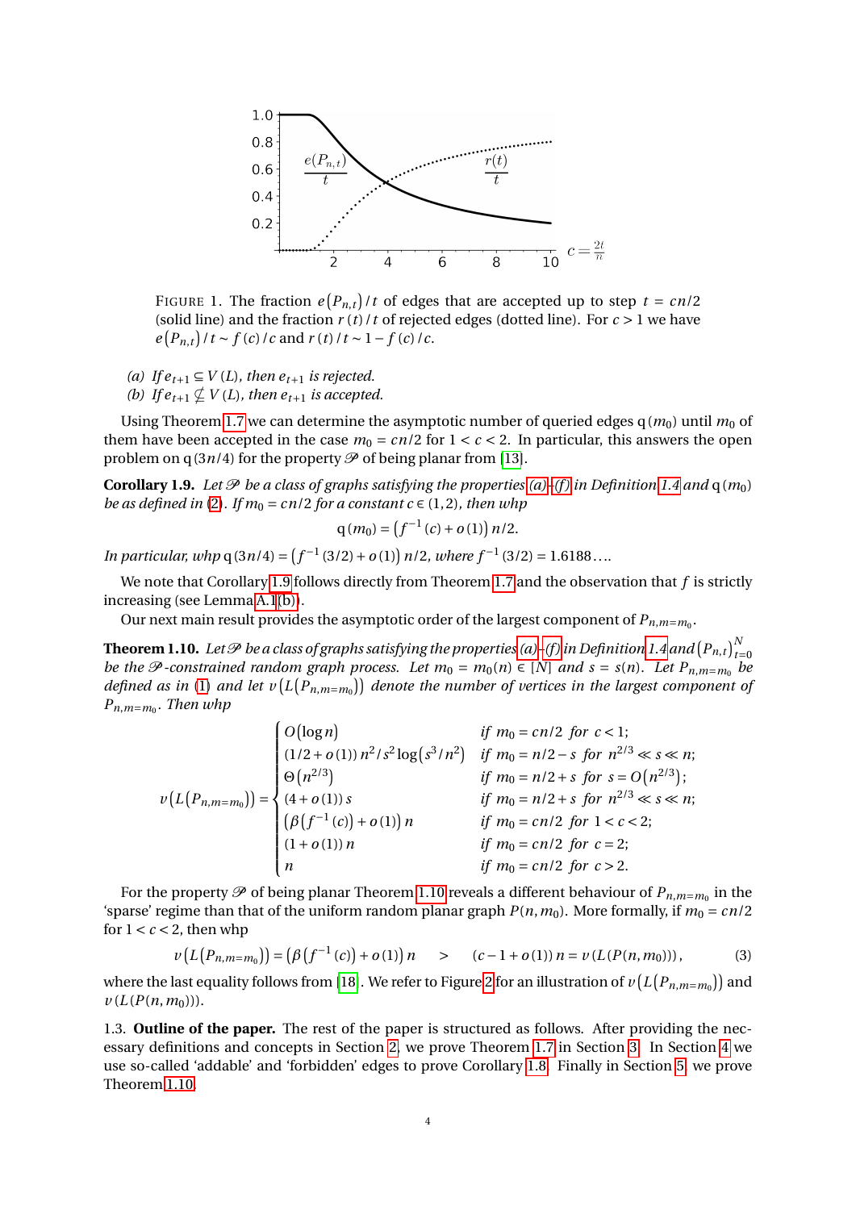FIGURE 1. The fraction $e(P_{n,t})/t$ of edges that are accepted up to step $t = cn/2$ (solid line) and the fraction $r(t)/t$ of rejected edges (dotted line). For $c > 1$ we have $e(P_{n,t})/t \sim f(c)/c$ and $r(t)/t \sim 1 - f(c)/c$.

*(a) If $e_{t+1} \subseteq V(L)$, then $e_{t+1}$ is rejected.*
*(b) If $e_{t+1} \nsubseteq V(L)$, then $e_{t+1}$ is accepted.*

Using Theorem 1.7 we can determine the asymptotic number of queried edges $q(m_0)$ until $m_0$ of them have been accepted in the case $m_0 = cn/2$ for $1 < c < 2$. In particular, this answers the open problem on $q(3n/4)$ for the property $\mathcal{P}$ of being planar from [13].

**Corollary 1.9.** *Let $\mathcal{P}$ be a class of graphs satisfying the properties (a)–(f) in Definition 1.4 and $q(m_0)$ be as defined in (2). If $m_0 = cn/2$ for a constant $c \in (1,2)$, then whp*

$$q(m_0) = \left(f^{-1}(c) + o(1)\right) n/2.$$

*In particular, whp $q(3n/4) = \left(f^{-1}(3/2) + o(1)\right) n/2$, where $f^{-1}(3/2) = 1.6188\ldots$.*

We note that Corollary 1.9 follows directly from Theorem 1.7 and the observation that $f$ is strictly increasing (see Lemma A.1(b)).

Our next main result provides the asymptotic order of the largest component of $P_{n,m=m_0}$.

**Theorem 1.10.** *Let $\mathcal{P}$ be a class of graphs satisfying the properties (a)–(f) in Definition 1.4 and $(P_{n,t})_{t=0}^{N}$ be the $\mathcal{P}$-constrained random graph process. Let $m_0 = m_0(n) \in [N]$ and $s = s(n)$. Let $P_{n,m=m_0}$ be defined as in (1) and let $v(L(P_{n,m=m_0}))$ denote the number of vertices in the largest component of $P_{n,m=m_0}$. Then whp*

$$v\left(L\left(P_{n,m=m_0}\right)\right) = \begin{cases} O(\log n) & \text{if } m_0 = cn/2 \text{ for } c < 1; \\ (1/2 + o(1))\, n^2/s^2 \log\left(s^3/n^2\right) & \text{if } m_0 = n/2 - s \text{ for } n^{2/3} \ll s \ll n; \\ \Theta\left(n^{2/3}\right) & \text{if } m_0 = n/2 + s \text{ for } s = O\left(n^{2/3}\right); \\ (4 + o(1))\, s & \text{if } m_0 = n/2 + s \text{ for } n^{2/3} \ll s \ll n; \\ \left(\beta\left(f^{-1}(c)\right) + o(1)\right) n & \text{if } m_0 = cn/2 \text{ for } 1 < c < 2; \\ (1 + o(1))\, n & \text{if } m_0 = cn/2 \text{ for } c = 2; \\ n & \text{if } m_0 = cn/2 \text{ for } c > 2. \end{cases}$$

For the property $\mathcal{P}$ of being planar Theorem 1.10 reveals a different behaviour of $P_{n,m=m_0}$ in the 'sparse' regime than that of the uniform random planar graph $P(n, m_0)$. More formally, if $m_0 = cn/2$ for $1 < c < 2$, then whp

$$v\left(L\left(P_{n,m=m_0}\right)\right) = \left(\beta\left(f^{-1}(c)\right) + o(1)\right) n \quad > \quad (c - 1 + o(1))\, n = v\left(L\left(P(n, m_0)\right)\right), \tag{3}$$

where the last equality follows from [18]. We refer to Figure 2 for an illustration of $v\left(L\left(P_{n,m=m_0}\right)\right)$ and $v\left(L\left(P(n, m_0)\right)\right)$.

### 1.3. Outline of the paper.

The rest of the paper is structured as follows. After providing the necessary definitions and concepts in Section 2, we prove Theorem 1.7 in Section 3. In Section 4 we use so-called 'addable' and 'forbidden' edges to prove Corollary 1.8. Finally in Section 5, we prove Theorem 1.10.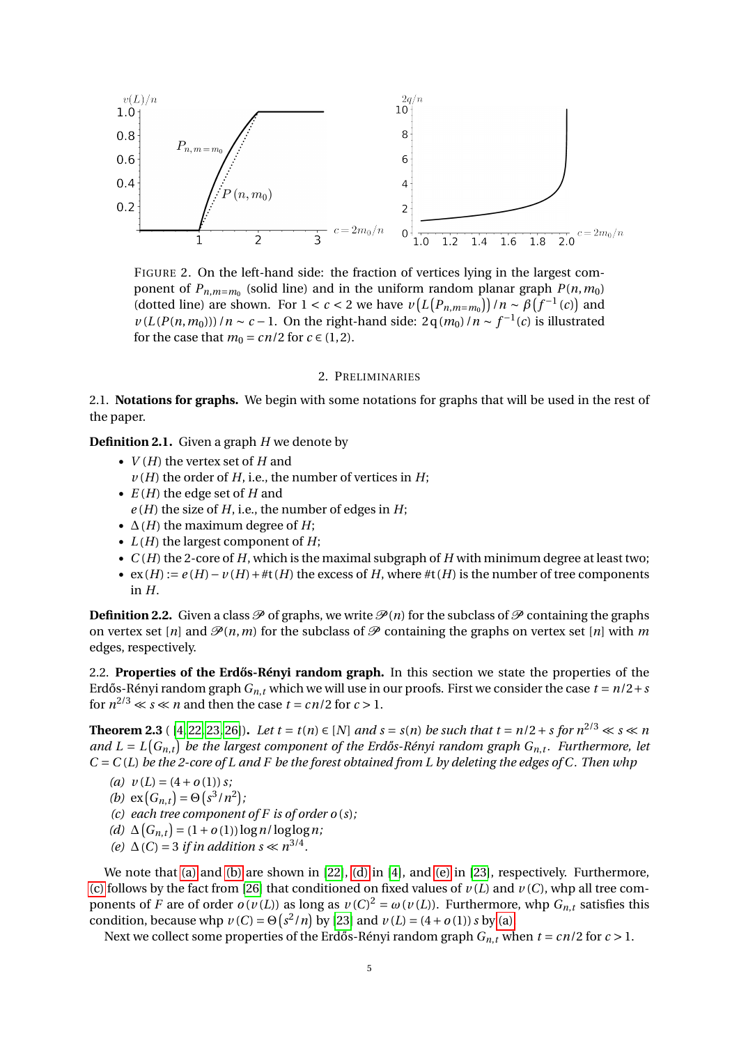FIGURE 2. On the left-hand side: the fraction of vertices lying in the largest component of $P_{n,m=m_0}$ (solid line) and in the uniform random planar graph $P(n,m_0)$ (dotted line) are shown. For $1<c<2$ we have $v\left(L\left(P_{n,m=m_0}\right)\right)/n \sim \beta\left(f^{-1}(c)\right)$ and $v\left(L\left(P\left(n,m_0\right)\right)\right)/n \sim c-1$. On the right-hand side: $2q\left(m_0\right)/n \sim f^{-1}(c)$ is illustrated for the case that $m_0 = cn/2$ for $c\in(1,2)$.

## 2. PRELIMINARIES

**2.1. Notations for graphs.** We begin with some notations for graphs that will be used in the rest of the paper.

**Definition 2.1.** Given a graph $H$ we denote by

- $V(H)$ the vertex set of $H$ and
  $v(H)$ the order of $H$, i.e., the number of vertices in $H$;
- $E(H)$ the edge set of $H$ and
  $e(H)$ the size of $H$, i.e., the number of edges in $H$;
- $\Delta(H)$ the maximum degree of $H$;
- $L(H)$ the largest component of $H$;
- $C(H)$ the 2-core of $H$, which is the maximal subgraph of $H$ with minimum degree at least two;
- $\mathrm{ex}(H) := e(H) - v(H) + \#\mathrm{t}(H)$ the excess of $H$, where $\#\mathrm{t}(H)$ is the number of tree components in $H$.

**Definition 2.2.** Given a class $\mathscr{P}$ of graphs, we write $\mathscr{P}(n)$ for the subclass of $\mathscr{P}$ containing the graphs on vertex set $[n]$ and $\mathscr{P}(n,m)$ for the subclass of $\mathscr{P}$ containing the graphs on vertex set $[n]$ with $m$ edges, respectively.

**2.2. Properties of the Erdős-Rényi random graph.** In this section we state the properties of the Erdős-Rényi random graph $G_{n,t}$ which we will use in our proofs. First we consider the case $t = n/2+s$ for $n^{2/3} \ll s \ll n$ and then the case $t = cn/2$ for $c>1$.

**Theorem 2.3** ( [4, 22, 23, 26]). *Let $t = t(n) \in [N]$ and $s = s(n)$ be such that $t = n/2+s$ for $n^{2/3} \ll s \ll n$ and $L = L\left(G_{n,t}\right)$ be the largest component of the Erdős-Rényi random graph $G_{n,t}$. Furthermore, let $C = C(L)$ be the 2-core of $L$ and $F$ be the forest obtained from $L$ by deleting the edges of $C$. Then whp*

*(a)* $v(L) = (4+o(1))s$;
*(b)* $\mathrm{ex}\left(G_{n,t}\right) = \Theta\left(s^3/n^2\right)$;
*(c) each tree component of $F$ is of order $o(s)$;*
*(d)* $\Delta\left(G_{n,t}\right) = (1+o(1))\log n/\log\log n$;
*(e)* $\Delta(C) = 3$ *if in addition $s \ll n^{3/4}$.*

We note that (a) and (b) are shown in [22], (d) in [4], and (e) in [23], respectively. Furthermore, (c) follows by the fact from [26] that conditioned on fixed values of $v(L)$ and $v(C)$, whp all tree components of $F$ are of order $o(v(L))$ as long as $v(C)^2 = \omega(v(L))$. Furthermore, whp $G_{n,t}$ satisfies this condition, because whp $v(C) = \Theta\left(s^2/n\right)$ by [23] and $v(L) = (4+o(1))s$ by (a).

Next we collect some properties of the Erdős-Rényi random graph $G_{n,t}$ when $t = cn/2$ for $c>1$.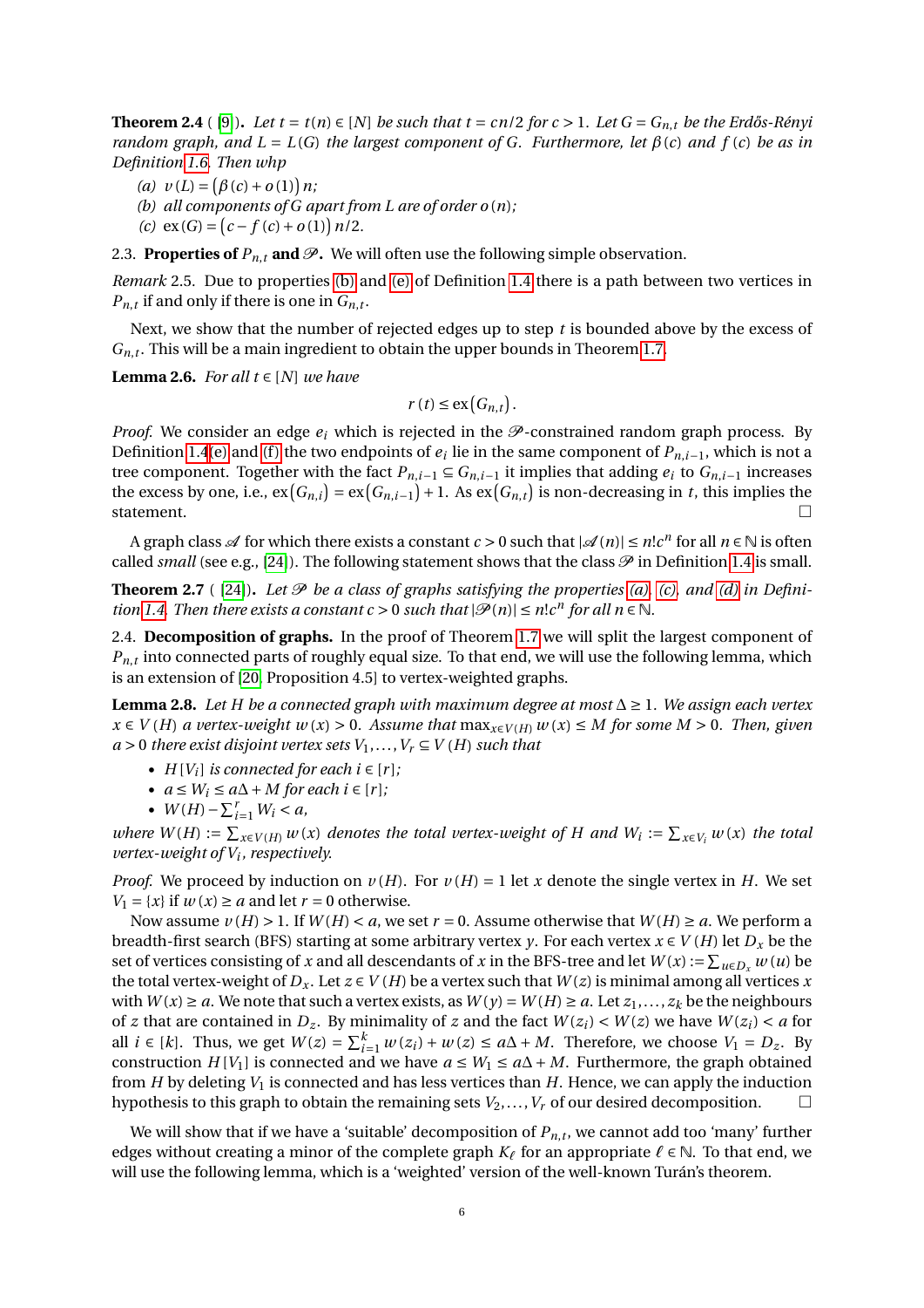**Theorem 2.4** ( [9]). *Let $t = t(n) \in [N]$ be such that $t = cn/2$ for $c > 1$. Let $G = G_{n,t}$ be the Erdős-Rényi random graph, and $L = L(G)$ the largest component of $G$. Furthermore, let $\beta(c)$ and $f(c)$ be as in Definition 1.6. Then whp*

- *(a)* $v(L) = \left(\beta(c) + o(1)\right)n$;
- *(b) all components of $G$ apart from $L$ are of order $o(n)$;*
- *(c)* $\mathrm{ex}(G) = \left(c - f(c) + o(1)\right)n/2$.

2.3. **Properties of $P_{n,t}$ and $\mathscr{P}$.** We will often use the following simple observation.

*Remark* 2.5. Due to properties (b) and (e) of Definition 1.4 there is a path between two vertices in $P_{n,t}$ if and only if there is one in $G_{n,t}$.

Next, we show that the number of rejected edges up to step $t$ is bounded above by the excess of $G_{n,t}$. This will be a main ingredient to obtain the upper bounds in Theorem 1.7.

**Lemma 2.6.** *For all $t \in [N]$ we have*

$$r(t) \leq \mathrm{ex}\left(G_{n,t}\right).$$

*Proof.* We consider an edge $e_i$ which is rejected in the $\mathscr{P}$-constrained random graph process. By Definition 1.4(e) and (f) the two endpoints of $e_i$ lie in the same component of $P_{n,i-1}$, which is not a tree component. Together with the fact $P_{n,i-1} \subseteq G_{n,i-1}$ it implies that adding $e_i$ to $G_{n,i-1}$ increases the excess by one, i.e., $\mathrm{ex}\left(G_{n,i}\right) = \mathrm{ex}\left(G_{n,i-1}\right) + 1$. As $\mathrm{ex}\left(G_{n,t}\right)$ is non-decreasing in $t$, this implies the statement. □

A graph class $\mathscr{A}$ for which there exists a constant $c > 0$ such that $|\mathscr{A}(n)| \leq n!c^n$ for all $n \in \mathbb{N}$ is often called *small* (see e.g., [24]). The following statement shows that the class $\mathscr{P}$ in Definition 1.4 is small.

**Theorem 2.7** ( [24]). *Let $\mathscr{P}$ be a class of graphs satisfying the properties (a), (c), and (d) in Definition 1.4. Then there exists a constant $c > 0$ such that $|\mathscr{P}(n)| \leq n!c^n$ for all $n \in \mathbb{N}$.*

2.4. **Decomposition of graphs.** In the proof of Theorem 1.7 we will split the largest component of $P_{n,t}$ into connected parts of roughly equal size. To that end, we will use the following lemma, which is an extension of [20, Proposition 4.5] to vertex-weighted graphs.

**Lemma 2.8.** *Let $H$ be a connected graph with maximum degree at most $\Delta \geq 1$. We assign each vertex $x \in V(H)$ a vertex-weight $w(x) > 0$. Assume that $\max_{x \in V(H)} w(x) \leq M$ for some $M > 0$. Then, given $a > 0$ there exist disjoint vertex sets $V_1, \ldots, V_r \subseteq V(H)$ such that*

- *$H[V_i]$ is connected for each $i \in [r]$;*
- *$a \leq W_i \leq a\Delta + M$ for each $i \in [r]$;*
- *$W(H) - \sum_{i=1}^{r} W_i < a$,*

*where $W(H) := \sum_{x \in V(H)} w(x)$ denotes the total vertex-weight of $H$ and $W_i := \sum_{x \in V_i} w(x)$ the total vertex-weight of $V_i$, respectively.*

*Proof.* We proceed by induction on $v(H)$. For $v(H) = 1$ let $x$ denote the single vertex in $H$. We set $V_1 = \{x\}$ if $w(x) \geq a$ and let $r = 0$ otherwise.

Now assume $v(H) > 1$. If $W(H) < a$, we set $r = 0$. Assume otherwise that $W(H) \geq a$. We perform a breadth-first search (BFS) starting at some arbitrary vertex $y$. For each vertex $x \in V(H)$ let $D_x$ be the set of vertices consisting of $x$ and all descendants of $x$ in the BFS-tree and let $W(x) := \sum_{u \in D_x} w(u)$ be the total vertex-weight of $D_x$. Let $z \in V(H)$ be a vertex such that $W(z)$ is minimal among all vertices $x$ with $W(x) \geq a$. We note that such a vertex exists, as $W(y) = W(H) \geq a$. Let $z_1, \ldots, z_k$ be the neighbours of $z$ that are contained in $D_z$. By minimality of $z$ and the fact $W(z_i) < W(z)$ we have $W(z_i) < a$ for all $i \in [k]$. Thus, we get $W(z) = \sum_{i=1}^{k} w(z_i) + w(z) \leq a\Delta + M$. Therefore, we choose $V_1 = D_z$. By construction $H[V_1]$ is connected and we have $a \leq W_1 \leq a\Delta + M$. Furthermore, the graph obtained from $H$ by deleting $V_1$ is connected and has less vertices than $H$. Hence, we can apply the induction hypothesis to this graph to obtain the remaining sets $V_2, \ldots, V_r$ of our desired decomposition. □

We will show that if we have a 'suitable' decomposition of $P_{n,t}$, we cannot add too 'many' further edges without creating a minor of the complete graph $K_\ell$ for an appropriate $\ell \in \mathbb{N}$. To that end, we will use the following lemma, which is a 'weighted' version of the well-known Turán's theorem.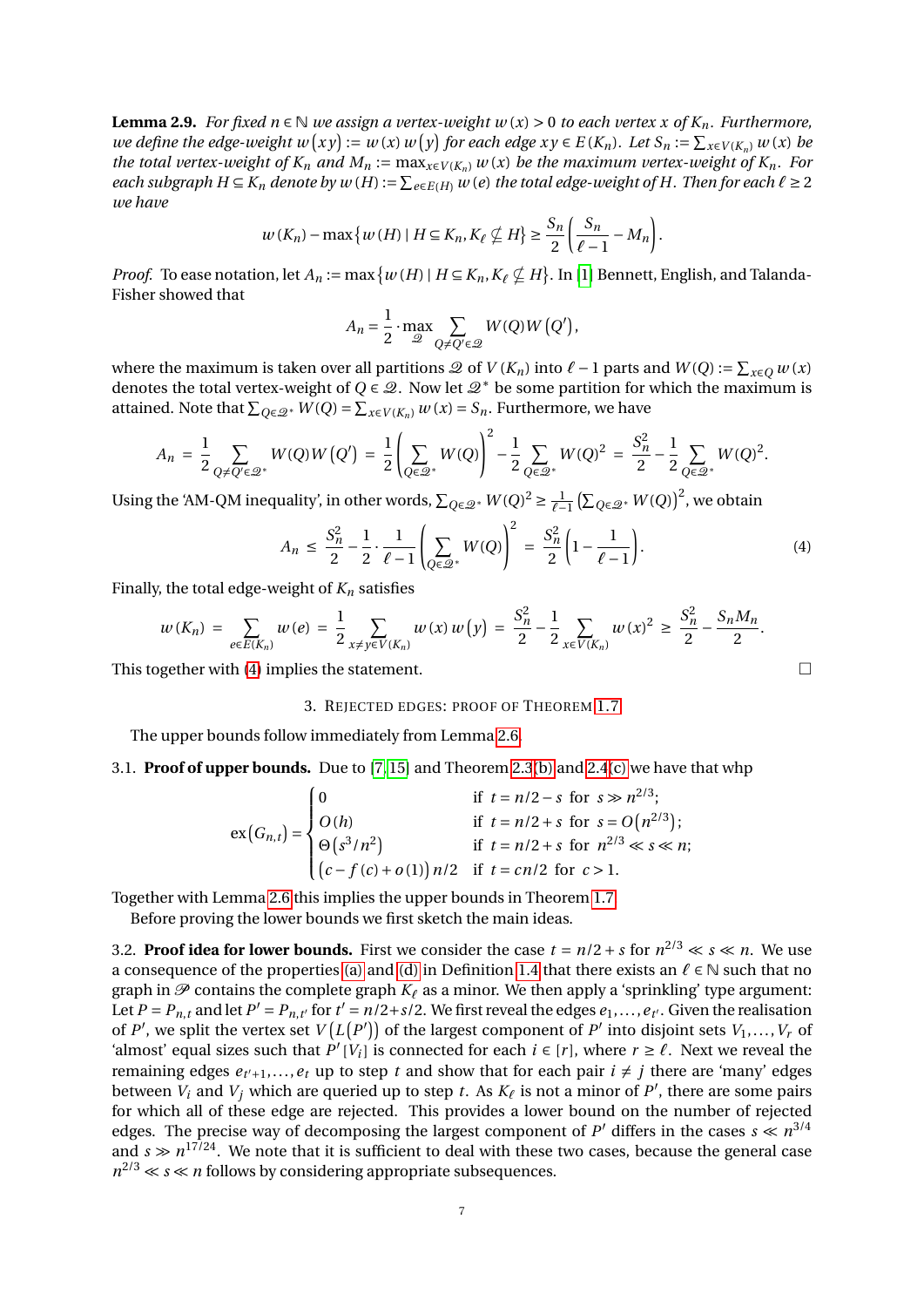**Lemma 2.9.** *For fixed $n \in \mathbb{N}$ we assign a vertex-weight $w(x) > 0$ to each vertex $x$ of $K_n$. Furthermore, we define the edge-weight $w(xy) := w(x)\,w(y)$ for each edge $xy \in E(K_n)$. Let $S_n := \sum_{x \in V(K_n)} w(x)$ be the total vertex-weight of $K_n$ and $M_n := \max_{x \in V(K_n)} w(x)$ be the maximum vertex-weight of $K_n$. For each subgraph $H \subseteq K_n$ denote by $w(H) := \sum_{e \in E(H)} w(e)$ the total edge-weight of $H$. Then for each $\ell \geq 2$ we have*

$$w(K_n) - \max\left\{w(H) \mid H \subseteq K_n, K_\ell \nsubseteq H\right\} \geq \frac{S_n}{2}\left(\frac{S_n}{\ell - 1} - M_n\right).$$

*Proof.* To ease notation, let $A_n := \max\left\{w(H) \mid H \subseteq K_n, K_\ell \nsubseteq H\right\}$. In [1] Bennett, English, and Talanda-Fisher showed that

$$A_n = \frac{1}{2} \cdot \max_{\mathcal{Q}} \sum_{Q \neq Q' \in \mathcal{Q}} W(Q)W\left(Q'\right),$$

where the maximum is taken over all partitions $\mathcal{Q}$ of $V(K_n)$ into $\ell - 1$ parts and $W(Q) := \sum_{x \in Q} w(x)$ denotes the total vertex-weight of $Q \in \mathcal{Q}$. Now let $\mathcal{Q}^*$ be some partition for which the maximum is attained. Note that $\sum_{Q \in \mathcal{Q}^*} W(Q) = \sum_{x \in V(K_n)} w(x) = S_n$. Furthermore, we have

$$A_n = \frac{1}{2} \sum_{Q \neq Q' \in \mathcal{Q}^*} W(Q)W\left(Q'\right) = \frac{1}{2}\left(\sum_{Q \in \mathcal{Q}^*} W(Q)\right)^2 - \frac{1}{2} \sum_{Q \in \mathcal{Q}^*} W(Q)^2 = \frac{S_n^2}{2} - \frac{1}{2} \sum_{Q \in \mathcal{Q}^*} W(Q)^2.$$

Using the 'AM-QM inequality', in other words, $\sum_{Q \in \mathcal{Q}^*} W(Q)^2 \geq \frac{1}{\ell - 1}\left(\sum_{Q \in \mathcal{Q}^*} W(Q)\right)^2$, we obtain

$$A_n \leq \frac{S_n^2}{2} - \frac{1}{2} \cdot \frac{1}{\ell - 1}\left(\sum_{Q \in \mathcal{Q}^*} W(Q)\right)^2 = \frac{S_n^2}{2}\left(1 - \frac{1}{\ell - 1}\right). \tag{4}$$

Finally, the total edge-weight of $K_n$ satisfies

$$w(K_n) = \sum_{e \in E(K_n)} w(e) = \frac{1}{2} \sum_{x \neq y \in V(K_n)} w(x)\,w(y) = \frac{S_n^2}{2} - \frac{1}{2} \sum_{x \in V(K_n)} w(x)^2 \geq \frac{S_n^2}{2} - \frac{S_n M_n}{2}.$$

This together with (4) implies the statement. $\square$

## 3. Rejected edges: proof of Theorem 1.7

The upper bounds follow immediately from Lemma 2.6.

### 3.1. Proof of upper bounds.

Due to [7, 15] and Theorem 2.3(b) and 2.4(c) we have that whp

$$\operatorname{ex}\left(G_{n,t}\right) = \begin{cases} 0 & \text{if } t = n/2 - s \text{ for } s \gg n^{2/3}; \\ O(h) & \text{if } t = n/2 + s \text{ for } s = O\left(n^{2/3}\right); \\ \Theta\left(s^3/n^2\right) & \text{if } t = n/2 + s \text{ for } n^{2/3} \ll s \ll n; \\ \left(c - f(c) + o(1)\right)n/2 & \text{if } t = cn/2 \text{ for } c > 1. \end{cases}$$

Together with Lemma 2.6 this implies the upper bounds in Theorem 1.7.

Before proving the lower bounds we first sketch the main ideas.

### 3.2. Proof idea for lower bounds.

First we consider the case $t = n/2 + s$ for $n^{2/3} \ll s \ll n$. We use a consequence of the properties (a) and (d) in Definition 1.4 that there exists an $\ell \in \mathbb{N}$ such that no graph in $\mathcal{P}$ contains the complete graph $K_\ell$ as a minor. We then apply a 'sprinkling' type argument: Let $P = P_{n,t}$ and let $P' = P_{n,t'}$ for $t' = n/2 + s/2$. We first reveal the edges $e_1, \ldots, e_{t'}$. Given the realisation of $P'$, we split the vertex set $V\left(L\left(P'\right)\right)$ of the largest component of $P'$ into disjoint sets $V_1, \ldots, V_r$ of 'almost' equal sizes such that $P'\left[V_i\right]$ is connected for each $i \in [r]$, where $r \geq \ell$. Next we reveal the remaining edges $e_{t'+1}, \ldots, e_t$ up to step $t$ and show that for each pair $i \neq j$ there are 'many' edges between $V_i$ and $V_j$ which are queried up to step $t$. As $K_\ell$ is not a minor of $P'$, there are some pairs for which all of these edge are rejected. This provides a lower bound on the number of rejected edges. The precise way of decomposing the largest component of $P'$ differs in the cases $s \ll n^{3/4}$ and $s \gg n^{17/24}$. We note that it is sufficient to deal with these two cases, because the general case $n^{2/3} \ll s \ll n$ follows by considering appropriate subsequences.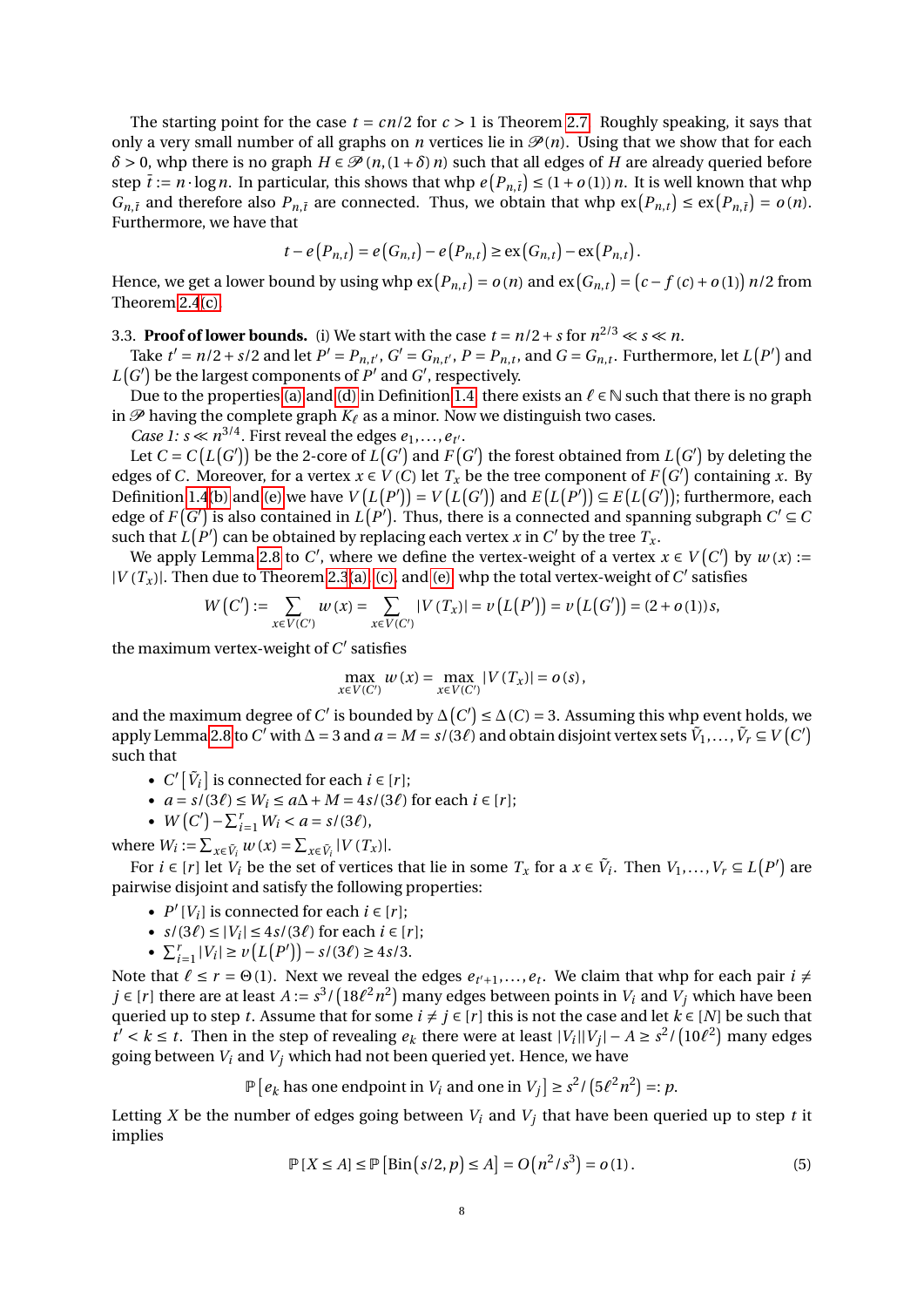The starting point for the case $t = cn/2$ for $c > 1$ is Theorem 2.7. Roughly speaking, it says that only a very small number of all graphs on $n$ vertices lie in $\mathscr{P}(n)$. Using that we show that for each $\delta > 0$, whp there is no graph $H \in \mathscr{P}(n, (1+\delta)n)$ such that all edges of $H$ are already queried before step $\bar{t} := n \cdot \log n$. In particular, this shows that whp $e(P_{n,\bar{t}}) \le (1+o(1))n$. It is well known that whp $G_{n,\bar{t}}$ and therefore also $P_{n,\bar{t}}$ are connected. Thus, we obtain that whp $\mathrm{ex}(P_{n,t}) \le \mathrm{ex}(P_{n,\bar{t}}) = o(n)$. Furthermore, we have that

$$t - e(P_{n,t}) = e(G_{n,t}) - e(P_{n,t}) \ge \mathrm{ex}(G_{n,t}) - \mathrm{ex}(P_{n,t}).$$

Hence, we get a lower bound by using whp $\mathrm{ex}(P_{n,t}) = o(n)$ and $\mathrm{ex}(G_{n,t}) = (c - f(c) + o(1))n/2$ from Theorem 2.4(c).

3.3. **Proof of lower bounds.** (i) We start with the case $t = n/2 + s$ for $n^{2/3} \ll s \ll n$.

Take $t' = n/2 + s/2$ and let $P' = P_{n,t'}$, $G' = G_{n,t'}$, $P = P_{n,t}$, and $G = G_{n,t}$. Furthermore, let $L(P')$ and $L(G')$ be the largest components of $P'$ and $G'$, respectively.

Due to the properties (a) and (d) in Definition 1.4, there exists an $\ell \in \mathbb{N}$ such that there is no graph in $\mathscr{P}$ having the complete graph $K_\ell$ as a minor. Now we distinguish two cases.

*Case 1: $s \ll n^{3/4}$.* First reveal the edges $e_1, \ldots, e_{t'}$.

Let $C = C(L(G'))$ be the 2-core of $L(G')$ and $F(G')$ the forest obtained from $L(G')$ by deleting the edges of $C$. Moreover, for a vertex $x \in V(C)$ let $T_x$ be the tree component of $F(G')$ containing $x$. By Definition 1.4(b) and (e) we have $V(L(P')) = V(L(G'))$ and $E(L(P')) \subseteq E(L(G'))$; furthermore, each edge of $F(G')$ is also contained in $L(P')$. Thus, there is a connected and spanning subgraph $C' \subseteq C$ such that $L(P')$ can be obtained by replacing each vertex $x$ in $C'$ by the tree $T_x$.

We apply Lemma 2.8 to $C'$, where we define the vertex-weight of a vertex $x \in V(C')$ by $w(x) := |V(T_x)|$. Then due to Theorem 2.3(a), (c), and (e), whp the total vertex-weight of $C'$ satisfies

$$W(C') := \sum_{x \in V(C')} w(x) = \sum_{x \in V(C')} |V(T_x)| = v(L(P')) = v(L(G')) = (2+o(1))s,$$

the maximum vertex-weight of $C'$ satisfies

$$\max_{x \in V(C')} w(x) = \max_{x \in V(C')} |V(T_x)| = o(s),$$

and the maximum degree of $C'$ is bounded by $\Delta(C') \le \Delta(C) = 3$. Assuming this whp event holds, we apply Lemma 2.8 to $C'$ with $\Delta = 3$ and $a = M = s/(3\ell)$ and obtain disjoint vertex sets $\tilde{V}_1, \ldots, \tilde{V}_r \subseteq V(C')$ such that

- $C'[\tilde{V}_i]$ is connected for each $i \in [r]$;
- $a = s/(3\ell) \le W_i \le a\Delta + M = 4s/(3\ell)$ for each $i \in [r]$;
- $W(C') - \sum_{i=1}^{r} W_i < a = s/(3\ell)$,

where $W_i := \sum_{x \in \tilde{V}_i} w(x) = \sum_{x \in \tilde{V}_i} |V(T_x)|$.

For $i \in [r]$ let $V_i$ be the set of vertices that lie in some $T_x$ for a $x \in \tilde{V}_i$. Then $V_1, \ldots, V_r \subseteq L(P')$ are pairwise disjoint and satisfy the following properties:

- $P'[V_i]$ is connected for each $i \in [r]$;
- $s/(3\ell) \le |V_i| \le 4s/(3\ell)$ for each $i \in [r]$;
- $\sum_{i=1}^{r} |V_i| \ge v(L(P')) - s/(3\ell) \ge 4s/3$.

Note that $\ell \le r = \Theta(1)$. Next we reveal the edges $e_{t'+1}, \ldots, e_t$. We claim that whp for each pair $i \ne j \in [r]$ there are at least $A := s^3/(18\ell^2 n^2)$ many edges between points in $V_i$ and $V_j$ which have been queried up to step $t$. Assume that for some $i \ne j \in [r]$ this is not the case and let $k \in [N]$ be such that $t' < k \le t$. Then in the step of revealing $e_k$ there were at least $|V_i||V_j| - A \ge s^2/(10\ell^2)$ many edges going between $V_i$ and $V_j$ which had not been queried yet. Hence, we have

$$\mathbb{P}[e_k \text{ has one endpoint in } V_i \text{ and one in } V_j] \ge s^2/(5\ell^2 n^2) =: p.$$

Letting $X$ be the number of edges going between $V_i$ and $V_j$ that have been queried up to step $t$ it implies

$$\mathbb{P}[X \le A] \le \mathbb{P}[\mathrm{Bin}(s/2, p) \le A] = O(n^2/s^3) = o(1). \tag{5}$$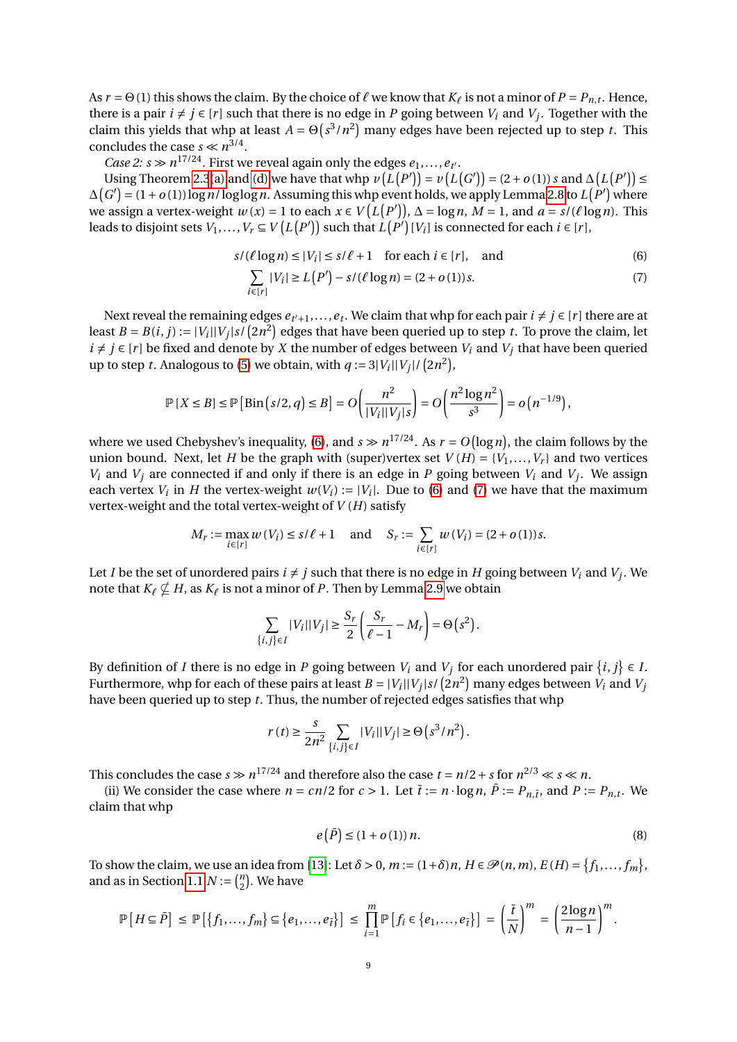As $r = \Theta(1)$ this shows the claim. By the choice of $\ell$ we know that $K_\ell$ is not a minor of $P = P_{n,t}$. Hence, there is a pair $i \neq j \in [r]$ such that there is no edge in $P$ going between $V_i$ and $V_j$. Together with the claim this yields that whp at least $A = \Theta\left(s^3/n^2\right)$ many edges have been rejected up to step $t$. This concludes the case $s \ll n^{3/4}$.

*Case 2: $s \gg n^{17/24}$.* First we reveal again only the edges $e_1, \ldots, e_{t'}$.

Using Theorem 2.3(a) and (d) we have that whp $v\left(L\left(P'\right)\right) = v\left(L\left(G'\right)\right) = (2+o(1))s$ and $\Delta\left(L\left(P'\right)\right) \leq \Delta\left(G'\right) = (1+o(1))\log n/\log\log n$. Assuming this whp event holds, we apply Lemma 2.8 to $L\left(P'\right)$ where we assign a vertex-weight $w(x) = 1$ to each $x \in V\left(L\left(P'\right)\right)$, $\Delta = \log n$, $M = 1$, and $a = s/(\ell \log n)$. This leads to disjoint sets $V_1, \ldots, V_r \subseteq V\left(L\left(P'\right)\right)$ such that $L\left(P'\right)[V_i]$ is connected for each $i \in [r]$,

$$
s/(\ell \log n) \leq |V_i| \leq s/\ell + 1 \quad \text{for each } i \in [r], \quad \text{and} \tag{6}
$$

$$
\sum_{i\in[r]} |V_i| \geq L\left(P'\right) - s/(\ell \log n) = (2+o(1))s. \tag{7}
$$

Next reveal the remaining edges $e_{t'+1}, \ldots, e_t$. We claim that whp for each pair $i \neq j \in [r]$ there are at least $B = B(i,j) := |V_i||V_j|s/\left(2n^2\right)$ edges that have been queried up to step $t$. To prove the claim, let $i \neq j \in [r]$ be fixed and denote by $X$ the number of edges between $V_i$ and $V_j$ that have been queried up to step $t$. Analogous to (5) we obtain, with $q := 3|V_i||V_j|/\left(2n^2\right)$,

$$
\mathbb{P}[X \leq B] \leq \mathbb{P}\left[\operatorname{Bin}(s/2, q) \leq B\right] = O\left(\frac{n^2}{|V_i||V_j|s}\right) = O\left(\frac{n^2 \log n^2}{s^3}\right) = o\left(n^{-1/9}\right),
$$

where we used Chebyshev's inequality, (6), and $s \gg n^{17/24}$. As $r = O(\log n)$, the claim follows by the union bound. Next, let $H$ be the graph with (super)vertex set $V(H) = \{V_1, \ldots, V_r\}$ and two vertices $V_i$ and $V_j$ are connected if and only if there is an edge in $P$ going between $V_i$ and $V_j$. We assign each vertex $V_i$ in $H$ the vertex-weight $w(V_i) := |V_i|$. Due to (6) and (7) we have that the maximum vertex-weight and the total vertex-weight of $V(H)$ satisfy

$$
M_r := \max_{i\in[r]} w(V_i) \leq s/\ell + 1 \quad \text{and} \quad S_r := \sum_{i\in[r]} w(V_i) = (2+o(1))s.
$$

Let $I$ be the set of unordered pairs $i \neq j$ such that there is no edge in $H$ going between $V_i$ and $V_j$. We note that $K_\ell \nsubseteq H$, as $K_\ell$ is not a minor of $P$. Then by Lemma 2.9 we obtain

$$
\sum_{\{i,j\}\in I} |V_i||V_j| \geq \frac{S_r}{2}\left(\frac{S_r}{\ell - 1} - M_r\right) = \Theta\left(s^2\right).
$$

By definition of $I$ there is no edge in $P$ going between $V_i$ and $V_j$ for each unordered pair $\{i,j\} \in I$. Furthermore, whp for each of these pairs at least $B = |V_i||V_j|s/\left(2n^2\right)$ many edges between $V_i$ and $V_j$ have been queried up to step $t$. Thus, the number of rejected edges satisfies that whp

$$
r(t) \geq \frac{s}{2n^2} \sum_{\{i,j\}\in I} |V_i||V_j| \geq \Theta\left(s^3/n^2\right).
$$

This concludes the case $s \gg n^{17/24}$ and therefore also the case $t = n/2 + s$ for $n^{2/3} \ll s \ll n$.

(ii) We consider the case where $n = cn/2$ for $c > 1$. Let $\bar{t} := n \cdot \log n$, $\bar{P} := P_{n,\bar{t}}$, and $P := P_{n,t}$. We claim that whp

$$
e\left(\bar{P}\right) \leq (1+o(1))n. \tag{8}
$$

To show the claim, we use an idea from [13]: Let $\delta > 0$, $m := (1+\delta)n$, $H \in \mathscr{P}(n,m)$, $E(H) = \{f_1, \ldots, f_m\}$, and as in Section 1.1 $N := \binom{n}{2}$. We have

$$
\mathbb{P}\left[H \subseteq \bar{P}\right] \leq \mathbb{P}\left[\{f_1, \ldots, f_m\} \subseteq \{e_1, \ldots, e_{\bar{t}}\}\right] \leq \prod_{i=1}^{m} \mathbb{P}\left[f_i \in \{e_1, \ldots, e_{\bar{t}}\}\right] = \left(\frac{\bar{t}}{N}\right)^m = \left(\frac{2\log n}{n-1}\right)^m.
$$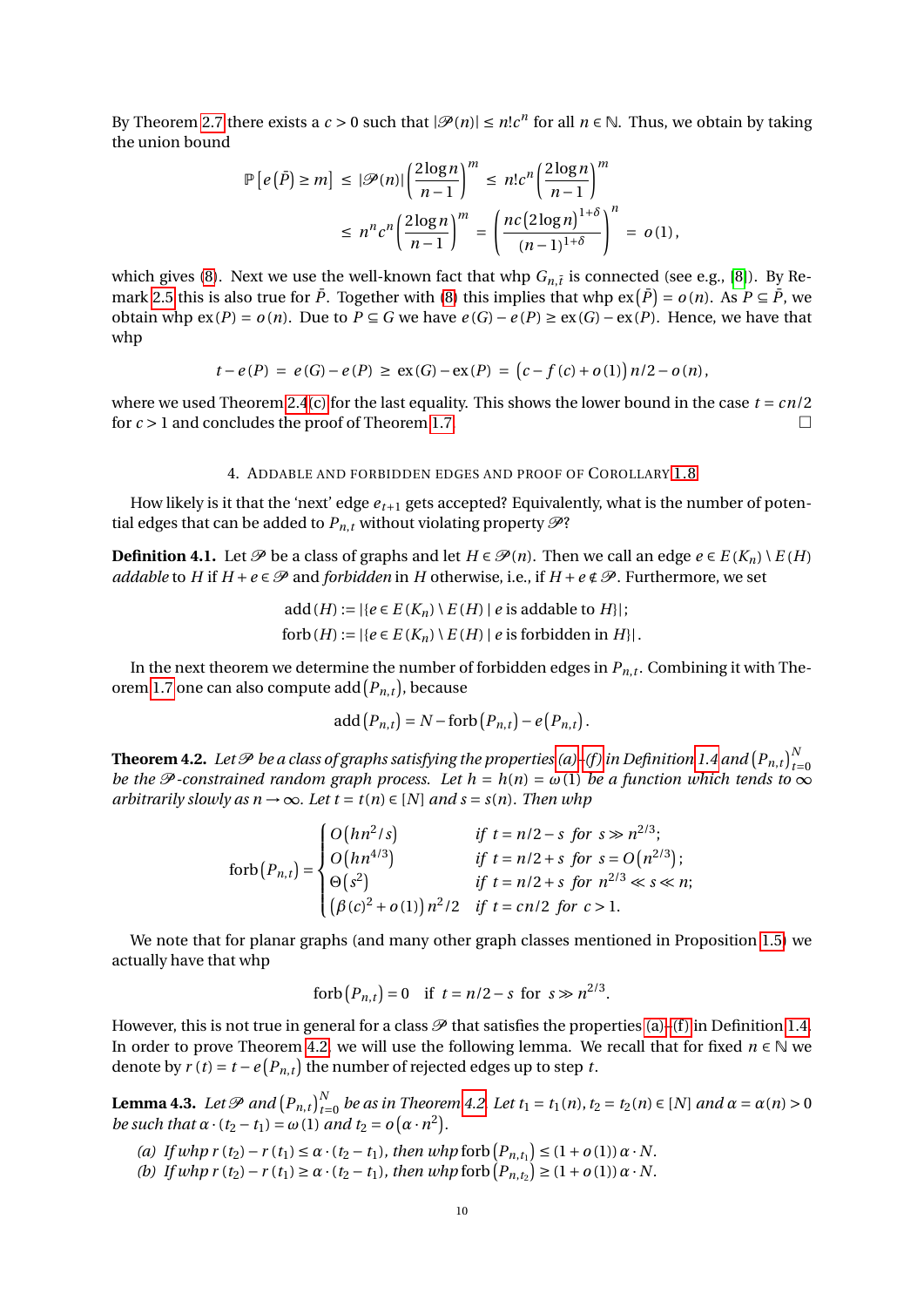By Theorem 2.7 there exists a $c > 0$ such that $|\mathscr{P}(n)| \leq n!c^n$ for all $n \in \mathbb{N}$. Thus, we obtain by taking the union bound

$$\mathbb{P}\left[e\left(\bar{P}\right) \geq m\right] \leq |\mathscr{P}(n)| \left(\frac{2\log n}{n-1}\right)^m \leq n!c^n \left(\frac{2\log n}{n-1}\right)^m$$

$$\leq n^n c^n \left(\frac{2\log n}{n-1}\right)^m = \left(\frac{nc\left(2\log n\right)^{1+\delta}}{(n-1)^{1+\delta}}\right)^n = o(1),$$

which gives (8). Next we use the well-known fact that whp $G_{n,\bar{t}}$ is connected (see e.g., [8]). By Remark 2.5 this is also true for $\bar{P}$. Together with (8) this implies that whp $\text{ex}\left(\bar{P}\right) = o(n)$. As $P \subseteq \bar{P}$, we obtain whp $\text{ex}(P) = o(n)$. Due to $P \subseteq G$ we have $e(G) - e(P) \geq \text{ex}(G) - \text{ex}(P)$. Hence, we have that whp

$$t - e(P) = e(G) - e(P) \geq \text{ex}(G) - \text{ex}(P) = \left(c - f(c) + o(1)\right) n/2 - o(n),$$

where we used Theorem 2.4(c) for the last equality. This shows the lower bound in the case $t = cn/2$ for $c > 1$ and concludes the proof of Theorem 1.7. □

## 4. Addable and forbidden edges and proof of Corollary 1.8

How likely is it that the 'next' edge $e_{t+1}$ gets accepted? Equivalently, what is the number of potential edges that can be added to $P_{n,t}$ without violating property $\mathscr{P}$?

**Definition 4.1.** Let $\mathscr{P}$ be a class of graphs and let $H \in \mathscr{P}(n)$. Then we call an edge $e \in E(K_n) \setminus E(H)$ *addable* to $H$ if $H + e \in \mathscr{P}$ and *forbidden* in $H$ otherwise, i.e., if $H + e \notin \mathscr{P}$. Furthermore, we set

$$\text{add}(H) := |\{e \in E(K_n) \setminus E(H) \mid e \text{ is addable to } H\}|;$$
$$\text{forb}(H) := |\{e \in E(K_n) \setminus E(H) \mid e \text{ is forbidden in } H\}|.$$

In the next theorem we determine the number of forbidden edges in $P_{n,t}$. Combining it with Theorem 1.7 one can also compute $\text{add}\left(P_{n,t}\right)$, because

$$\text{add}\left(P_{n,t}\right) = N - \text{forb}\left(P_{n,t}\right) - e\left(P_{n,t}\right).$$

**Theorem 4.2.** *Let $\mathscr{P}$ be a class of graphs satisfying the properties (a)–(f) in Definition 1.4 and $\left(P_{n,t}\right)_{t=0}^N$ be the $\mathscr{P}$-constrained random graph process. Let $h = h(n) = \omega(1)$ be a function which tends to $\infty$ arbitrarily slowly as $n \to \infty$. Let $t = t(n) \in [N]$ and $s = s(n)$. Then whp*

$$\text{forb}\left(P_{n,t}\right) = \begin{cases} O\left(hn^2/s\right) & \text{if } t = n/2 - s \text{ for } s \gg n^{2/3}; \\ O\left(hn^{4/3}\right) & \text{if } t = n/2 + s \text{ for } s = O\left(n^{2/3}\right); \\ \Theta\left(s^2\right) & \text{if } t = n/2 + s \text{ for } n^{2/3} \ll s \ll n; \\ \left(\beta(c)^2 + o(1)\right) n^2/2 & \text{if } t = cn/2 \text{ for } c > 1. \end{cases}$$

We note that for planar graphs (and many other graph classes mentioned in Proposition 1.5) we actually have that whp

$$\text{forb}\left(P_{n,t}\right) = 0 \quad \text{if } t = n/2 - s \text{ for } s \gg n^{2/3}.$$

However, this is not true in general for a class $\mathscr{P}$ that satisfies the properties (a)–(f) in Definition 1.4. In order to prove Theorem 4.2, we will use the following lemma. We recall that for fixed $n \in \mathbb{N}$ we denote by $r(t) = t - e\left(P_{n,t}\right)$ the number of rejected edges up to step $t$.

**Lemma 4.3.** *Let $\mathscr{P}$ and $\left(P_{n,t}\right)_{t=0}^N$ be as in Theorem 4.2. Let $t_1 = t_1(n), t_2 = t_2(n) \in [N]$ and $\alpha = \alpha(n) > 0$ be such that $\alpha \cdot (t_2 - t_1) = \omega(1)$ and $t_2 = o\left(\alpha \cdot n^2\right)$.*

(a) *If whp $r(t_2) - r(t_1) \leq \alpha \cdot (t_2 - t_1)$, then whp $\text{forb}\left(P_{n,t_1}\right) \leq (1 + o(1))\, \alpha \cdot N$.*
(b) *If whp $r(t_2) - r(t_1) \geq \alpha \cdot (t_2 - t_1)$, then whp $\text{forb}\left(P_{n,t_2}\right) \geq (1 + o(1))\, \alpha \cdot N$.*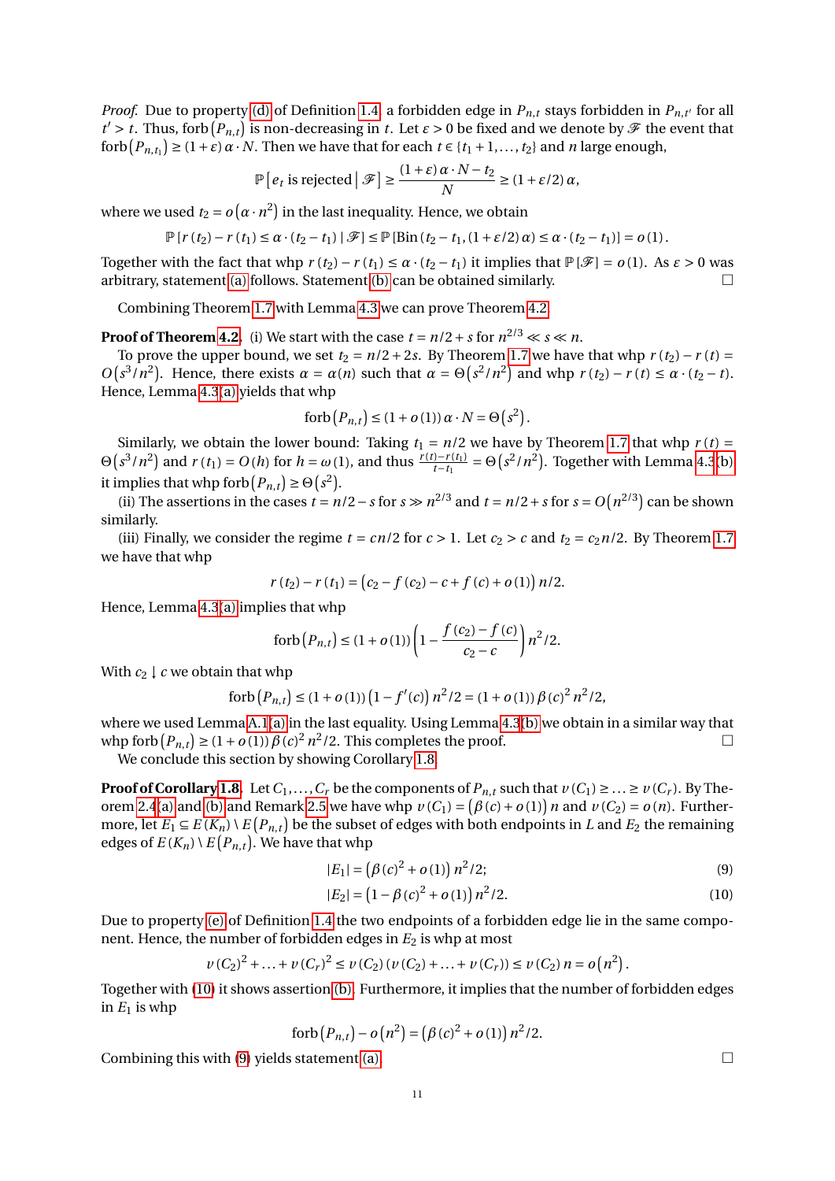*Proof.* Due to property (d) of Definition 1.4 a forbidden edge in $P_{n,t}$ stays forbidden in $P_{n,t'}$ for all $t' > t$. Thus, $\text{forb}(P_{n,t})$ is non-decreasing in $t$. Let $\varepsilon > 0$ be fixed and we denote by $\mathscr{F}$ the event that $\text{forb}(P_{n,t_1}) \geq (1+\varepsilon)\alpha \cdot N$. Then we have that for each $t \in \{t_1+1, \dots, t_2\}$ and $n$ large enough,

$$\mathbb{P}\left[e_t \text{ is rejected} \mid \mathscr{F}\right] \geq \frac{(1+\varepsilon)\alpha \cdot N - t_2}{N} \geq (1+\varepsilon/2)\alpha,$$

where we used $t_2 = o\left(\alpha \cdot n^2\right)$ in the last inequality. Hence, we obtain

$$\mathbb{P}\left[r(t_2) - r(t_1) \leq \alpha \cdot (t_2 - t_1) \mid \mathscr{F}\right] \leq \mathbb{P}\left[\text{Bin}(t_2 - t_1, (1+\varepsilon/2)\alpha) \leq \alpha \cdot (t_2 - t_1)\right] = o(1).$$

Together with the fact that whp $r(t_2) - r(t_1) \leq \alpha \cdot (t_2 - t_1)$ it implies that $\mathbb{P}[\mathscr{F}] = o(1)$. As $\varepsilon > 0$ was arbitrary, statement (a) follows. Statement (b) can be obtained similarly. □

Combining Theorem 1.7 with Lemma 4.3 we can prove Theorem 4.2.

**Proof of Theorem 4.2.** (i) We start with the case $t = n/2 + s$ for $n^{2/3} \ll s \ll n$.

To prove the upper bound, we set $t_2 = n/2 + 2s$. By Theorem 1.7 we have that whp $r(t_2) - r(t) = O\left(s^3/n^2\right)$. Hence, there exists $\alpha = \alpha(n)$ such that $\alpha = \Theta\left(s^2/n^2\right)$ and whp $r(t_2) - r(t) \leq \alpha \cdot (t_2 - t)$. Hence, Lemma 4.3(a) yields that whp

$$\text{forb}(P_{n,t}) \leq (1+o(1))\alpha \cdot N = \Theta\left(s^2\right).$$

Similarly, we obtain the lower bound: Taking $t_1 = n/2$ we have by Theorem 1.7 that whp $r(t) = \Theta\left(s^3/n^2\right)$ and $r(t_1) = O(h)$ for $h = \omega(1)$, and thus $\frac{r(t) - r(t_1)}{t - t_1} = \Theta\left(s^2/n^2\right)$. Together with Lemma 4.3(b) it implies that whp $\text{forb}(P_{n,t}) \geq \Theta\left(s^2\right)$.

(ii) The assertions in the cases $t = n/2 - s$ for $s \gg n^{2/3}$ and $t = n/2 + s$ for $s = O\left(n^{2/3}\right)$ can be shown similarly.

(iii) Finally, we consider the regime $t = cn/2$ for $c > 1$. Let $c_2 > c$ and $t_2 = c_2 n/2$. By Theorem 1.7 we have that whp

$$r(t_2) - r(t_1) = \left(c_2 - f(c_2) - c + f(c) + o(1)\right) n/2.$$

Hence, Lemma 4.3(a) implies that whp

$$\text{forb}(P_{n,t}) \leq (1+o(1))\left(1 - \frac{f(c_2) - f(c)}{c_2 - c}\right) n^2/2.$$

With $c_2 \downarrow c$ we obtain that whp

$$\text{forb}(P_{n,t}) \leq (1+o(1))\left(1 - f'(c)\right) n^2/2 = (1+o(1))\,\beta(c)^2\, n^2/2,$$

where we used Lemma A.1(a) in the last equality. Using Lemma 4.3(b) we obtain in a similar way that whp $\text{forb}(P_{n,t}) \geq (1+o(1))\,\beta(c)^2\, n^2/2$. This completes the proof. □

We conclude this section by showing Corollary 1.8.

**Proof of Corollary 1.8.** Let $C_1, \dots, C_r$ be the components of $P_{n,t}$ such that $v(C_1) \geq \dots \geq v(C_r)$. By Theorem 2.4(a) and (b) and Remark 2.5 we have whp $v(C_1) = \left(\beta(c) + o(1)\right) n$ and $v(C_2) = o(n)$. Furthermore, let $E_1 \subseteq E(K_n) \setminus E(P_{n,t})$ be the subset of edges with both endpoints in $L$ and $E_2$ the remaining edges of $E(K_n) \setminus E(P_{n,t})$. We have that whp

$$|E_1| = \left(\beta(c)^2 + o(1)\right) n^2/2; \tag{9}$$

$$|E_2| = \left(1 - \beta(c)^2 + o(1)\right) n^2/2. \tag{10}$$

Due to property (e) of Definition 1.4 the two endpoints of a forbidden edge lie in the same component. Hence, the number of forbidden edges in $E_2$ is whp at most

$$v(C_2)^2 + \dots + v(C_r)^2 \leq v(C_2)\left(v(C_2) + \dots + v(C_r)\right) \leq v(C_2)\, n = o\left(n^2\right).$$

Together with (10) it shows assertion (b). Furthermore, it implies that the number of forbidden edges in $E_1$ is whp

$$\text{forb}(P_{n,t}) - o\left(n^2\right) = \left(\beta(c)^2 + o(1)\right) n^2/2.$$

Combining this with (9) yields statement (a). □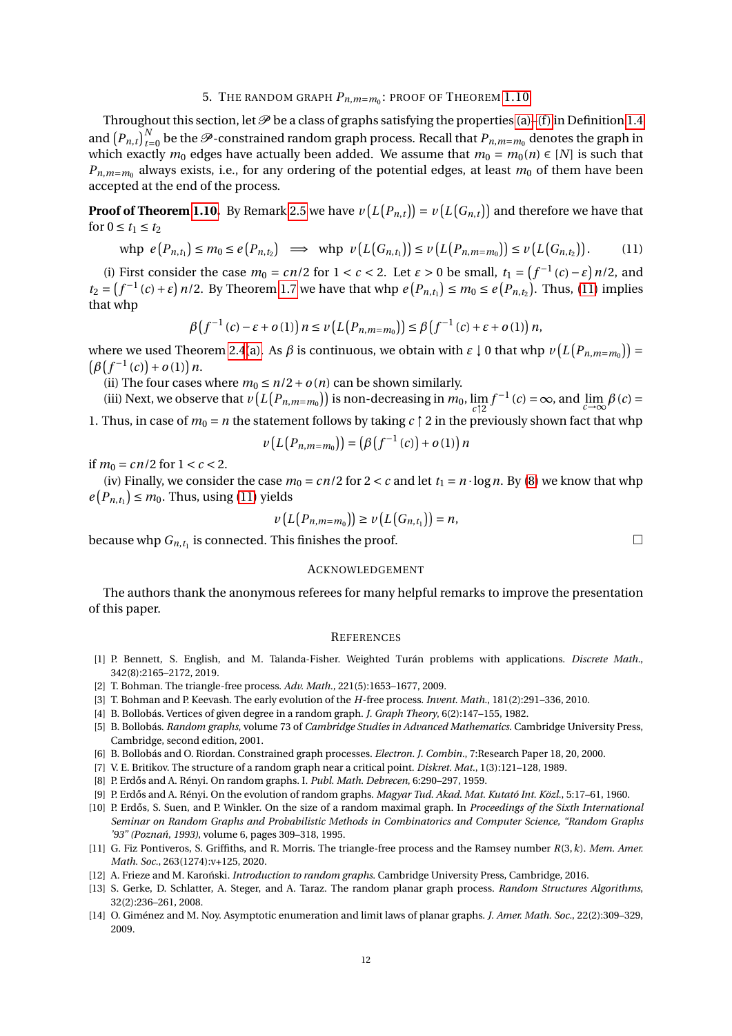## 5. The random graph $P_{n,m=m_0}$: Proof of Theorem 1.10

Throughout this section, let $\mathscr{P}$ be a class of graphs satisfying the properties (a)–(f) in Definition 1.4 and $(P_{n,t})_{t=0}^{N}$ be the $\mathscr{P}$-constrained random graph process. Recall that $P_{n,m=m_0}$ denotes the graph in which exactly $m_0$ edges have actually been added. We assume that $m_0 = m_0(n) \in [N]$ is such that $P_{n,m=m_0}$ always exists, i.e., for any ordering of the potential edges, at least $m_0$ of them have been accepted at the end of the process.

**Proof of Theorem 1.10.** By Remark 2.5 we have $v(L(P_{n,t})) = v(L(G_{n,t}))$ and therefore we have that for $0 \le t_1 \le t_2$

$$\text{whp } e(P_{n,t_1}) \le m_0 \le e(P_{n,t_2}) \implies \text{whp } v(L(G_{n,t_1})) \le v(L(P_{n,m=m_0})) \le v(L(G_{n,t_2})). \tag{11}$$

(i) First consider the case $m_0 = cn/2$ for $1 < c < 2$. Let $\varepsilon > 0$ be small, $t_1 = (f^{-1}(c) - \varepsilon)n/2$, and $t_2 = (f^{-1}(c) + \varepsilon)n/2$. By Theorem 1.7 we have that whp $e(P_{n,t_1}) \le m_0 \le e(P_{n,t_2})$. Thus, (11) implies that whp

$$\beta(f^{-1}(c) - \varepsilon + o(1))n \le v(L(P_{n,m=m_0})) \le \beta(f^{-1}(c) + \varepsilon + o(1))n,$$

where we used Theorem 2.4(a). As $\beta$ is continuous, we obtain with $\varepsilon \downarrow 0$ that whp $v(L(P_{n,m=m_0})) = (\beta(f^{-1}(c)) + o(1))n$.

(ii) The four cases where $m_0 \le n/2 + o(n)$ can be shown similarly.

(iii) Next, we observe that $v(L(P_{n,m=m_0}))$ is non-decreasing in $m_0$, $\lim_{c\uparrow 2} f^{-1}(c) = \infty$, and $\lim_{c\to\infty} \beta(c) = 1$. Thus, in case of $m_0 = n$ the statement follows by taking $c \uparrow 2$ in the previously shown fact that whp

$$v(L(P_{n,m=m_0})) = (\beta(f^{-1}(c)) + o(1))n$$

if $m_0 = cn/2$ for $1 < c < 2$.

(iv) Finally, we consider the case $m_0 = cn/2$ for $2 < c$ and let $t_1 = n \cdot \log n$. By (8) we know that whp $e(P_{n,t_1}) \le m_0$. Thus, using (11) yields

$$v(L(P_{n,m=m_0})) \ge v(L(G_{n,t_1})) = n,$$

because whp $G_{n,t_1}$ is connected. This finishes the proof. □

## Acknowledgement

The authors thank the anonymous referees for many helpful remarks to improve the presentation of this paper.

## References

[1] P. Bennett, S. English, and M. Talanda-Fisher. Weighted Turán problems with applications. *Discrete Math.*, 342(8):2165–2172, 2019.

[2] T. Bohman. The triangle-free process. *Adv. Math.*, 221(5):1653–1677, 2009.

[3] T. Bohman and P. Keevash. The early evolution of the $H$-free process. *Invent. Math.*, 181(2):291–336, 2010.

[4] B. Bollobás. Vertices of given degree in a random graph. *J. Graph Theory*, 6(2):147–155, 1982.

[5] B. Bollobás. *Random graphs*, volume 73 of *Cambridge Studies in Advanced Mathematics*. Cambridge University Press, Cambridge, second edition, 2001.

[6] B. Bollobás and O. Riordan. Constrained graph processes. *Electron. J. Combin.*, 7:Research Paper 18, 20, 2000.

[7] V. E. Britikov. The structure of a random graph near a critical point. *Diskret. Mat.*, 1(3):121–128, 1989.

[8] P. Erdős and A. Rényi. On random graphs. I. *Publ. Math. Debrecen*, 6:290–297, 1959.

[9] P. Erdős and A. Rényi. On the evolution of random graphs. *Magyar Tud. Akad. Mat. Kutató Int. Közl.*, 5:17–61, 1960.

[10] P. Erdős, S. Suen, and P. Winkler. On the size of a random maximal graph. In *Proceedings of the Sixth International Seminar on Random Graphs and Probabilistic Methods in Combinatorics and Computer Science, "Random Graphs '93" (Poznań, 1993)*, volume 6, pages 309–318, 1995.

[11] G. Fiz Pontiveros, S. Griffiths, and R. Morris. The triangle-free process and the Ramsey number $R(3,k)$. *Mem. Amer. Math. Soc.*, 263(1274):v+125, 2020.

[12] A. Frieze and M. Karoński. *Introduction to random graphs*. Cambridge University Press, Cambridge, 2016.

[13] S. Gerke, D. Schlatter, A. Steger, and A. Taraz. The random planar graph process. *Random Structures Algorithms*, 32(2):236–261, 2008.

[14] O. Giménez and M. Noy. Asymptotic enumeration and limit laws of planar graphs. *J. Amer. Math. Soc.*, 22(2):309–329, 2009.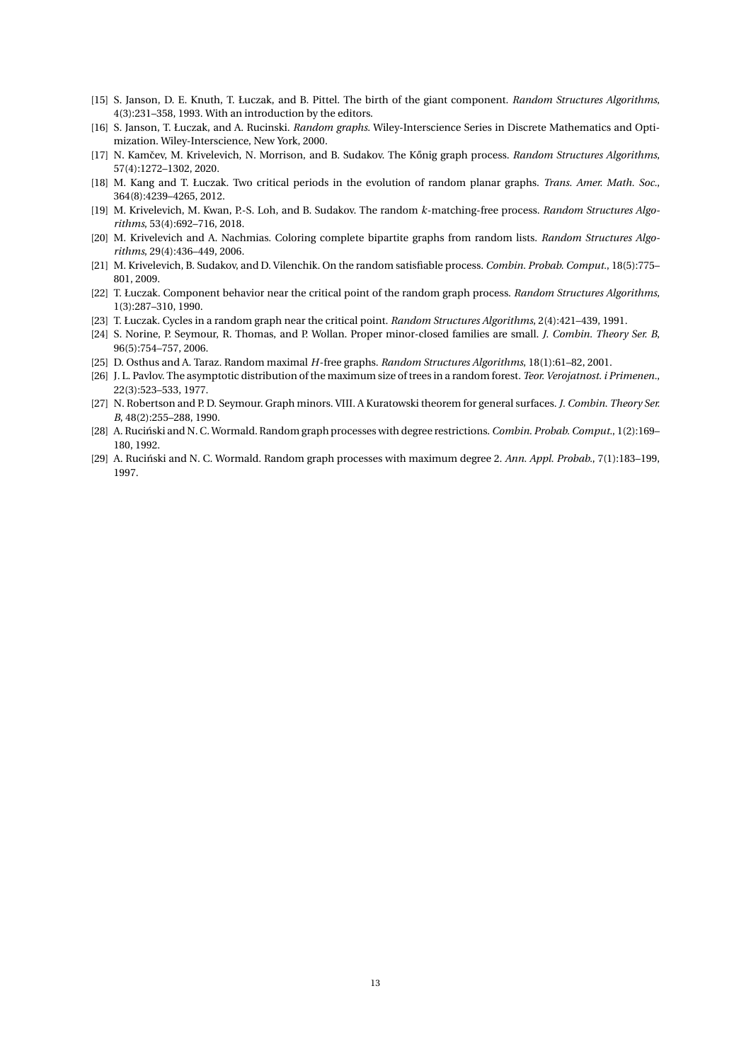[15] S. Janson, D. E. Knuth, T. Łuczak, and B. Pittel. The birth of the giant component. *Random Structures Algorithms*, 4(3):231–358, 1993. With an introduction by the editors.

[16] S. Janson, T. Łuczak, and A. Rucinski. *Random graphs*. Wiley-Interscience Series in Discrete Mathematics and Optimization. Wiley-Interscience, New York, 2000.

[17] N. Kamčev, M. Krivelevich, N. Morrison, and B. Sudakov. The Kőnig graph process. *Random Structures Algorithms*, 57(4):1272–1302, 2020.

[18] M. Kang and T. Łuczak. Two critical periods in the evolution of random planar graphs. *Trans. Amer. Math. Soc.*, 364(8):4239–4265, 2012.

[19] M. Krivelevich, M. Kwan, P.-S. Loh, and B. Sudakov. The random $k$-matching-free process. *Random Structures Algorithms*, 53(4):692–716, 2018.

[20] M. Krivelevich and A. Nachmias. Coloring complete bipartite graphs from random lists. *Random Structures Algorithms*, 29(4):436–449, 2006.

[21] M. Krivelevich, B. Sudakov, and D. Vilenchik. On the random satisfiable process. *Combin. Probab. Comput.*, 18(5):775–801, 2009.

[22] T. Łuczak. Component behavior near the critical point of the random graph process. *Random Structures Algorithms*, 1(3):287–310, 1990.

[23] T. Łuczak. Cycles in a random graph near the critical point. *Random Structures Algorithms*, 2(4):421–439, 1991.

[24] S. Norine, P. Seymour, R. Thomas, and P. Wollan. Proper minor-closed families are small. *J. Combin. Theory Ser. B*, 96(5):754–757, 2006.

[25] D. Osthus and A. Taraz. Random maximal $H$-free graphs. *Random Structures Algorithms*, 18(1):61–82, 2001.

[26] J. L. Pavlov. The asymptotic distribution of the maximum size of trees in a random forest. *Teor. Verojatnost. i Primenen.*, 22(3):523–533, 1977.

[27] N. Robertson and P. D. Seymour. Graph minors. VIII. A Kuratowski theorem for general surfaces. *J. Combin. Theory Ser. B*, 48(2):255–288, 1990.

[28] A. Ruciński and N. C. Wormald. Random graph processes with degree restrictions. *Combin. Probab. Comput.*, 1(2):169–180, 1992.

[29] A. Ruciński and N. C. Wormald. Random graph processes with maximum degree 2. *Ann. Appl. Probab.*, 7(1):183–199, 1997.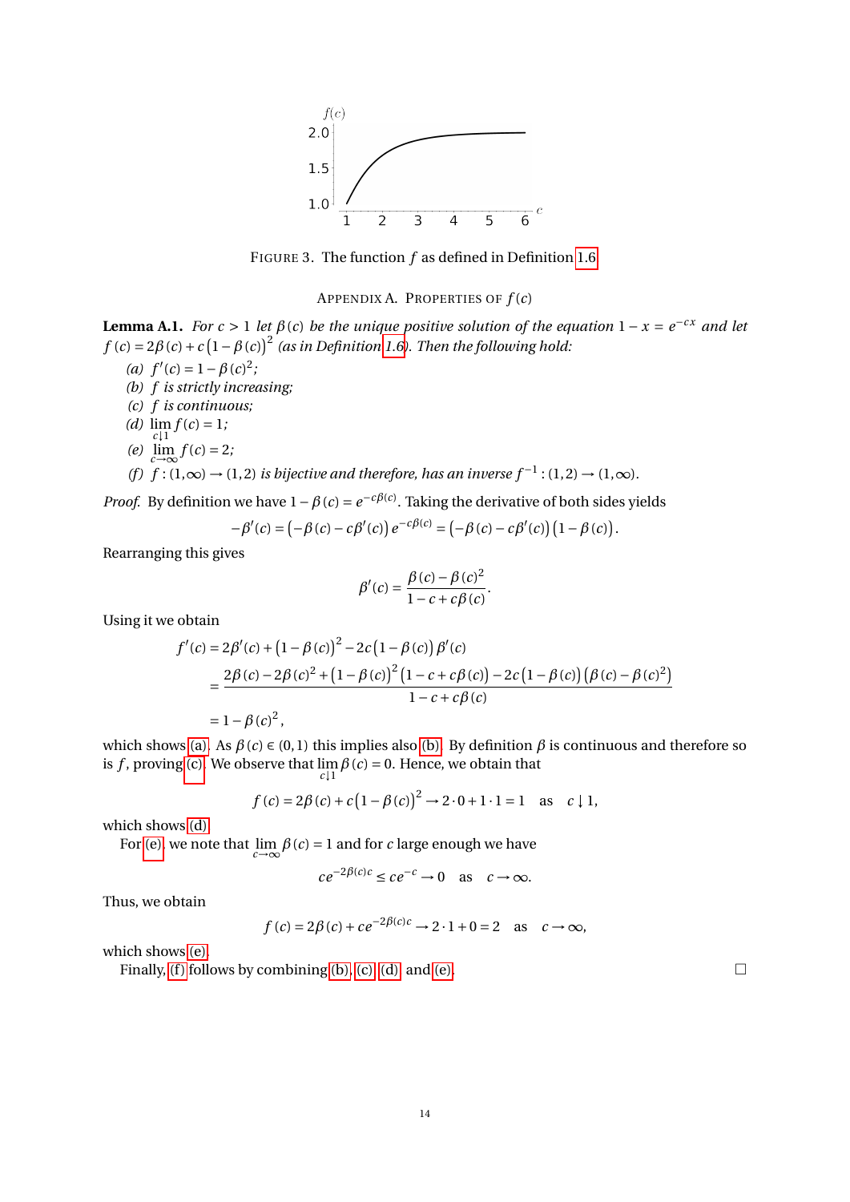f(c)

2.0

1.5

1.0

1 2 3 4 5 6

c

FIGURE 3. The function $f$ as defined in Definition 1.6

## APPENDIX A. PROPERTIES OF $f(c)$

**Lemma A.1.** *For $c > 1$ let $\beta(c)$ be the unique positive solution of the equation $1 - x = e^{-cx}$ and let $f(c) = 2\beta(c) + c\left(1-\beta(c)\right)^2$ (as in Definition 1.6). Then the following hold:*

*(a) $f'(c) = 1 - \beta(c)^2$;*
*(b) $f$ is strictly increasing;*
*(c) $f$ is continuous;*
*(d) $\lim_{c\downarrow 1} f(c) = 1$;*
*(e) $\lim_{c\to\infty} f(c) = 2$;*
*(f) $f : (1,\infty) \to (1,2)$ is bijective and therefore, has an inverse $f^{-1} : (1,2) \to (1,\infty)$.*

*Proof.* By definition we have $1 - \beta(c) = e^{-c\beta(c)}$. Taking the derivative of both sides yields

$$-\beta'(c) = \left(-\beta(c) - c\beta'(c)\right)e^{-c\beta(c)} = \left(-\beta(c) - c\beta'(c)\right)\left(1-\beta(c)\right).$$

Rearranging this gives

$$\beta'(c) = \frac{\beta(c) - \beta(c)^2}{1 - c + c\beta(c)}.$$

Using it we obtain

$$\begin{aligned}
f'(c) &= 2\beta'(c) + \left(1-\beta(c)\right)^2 - 2c\left(1-\beta(c)\right)\beta'(c)\\
&= \frac{2\beta(c) - 2\beta(c)^2 + \left(1-\beta(c)\right)^2\left(1-c+c\beta(c)\right) - 2c\left(1-\beta(c)\right)\left(\beta(c)-\beta(c)^2\right)}{1-c+c\beta(c)}\\
&= 1 - \beta(c)^2,
\end{aligned}$$

which shows (a). As $\beta(c) \in (0,1)$ this implies also (b). By definition $\beta$ is continuous and therefore so is $f$, proving (c). We observe that $\lim_{c\downarrow 1}\beta(c) = 0$. Hence, we obtain that

$$f(c) = 2\beta(c) + c\left(1-\beta(c)\right)^2 \to 2\cdot 0 + 1\cdot 1 = 1 \quad \text{as} \quad c \downarrow 1,$$

which shows (d).

For (e), we note that $\lim_{c\to\infty}\beta(c) = 1$ and for $c$ large enough we have

$$ce^{-2\beta(c)c} \le ce^{-c} \to 0 \quad \text{as} \quad c \to \infty.$$

Thus, we obtain

$$f(c) = 2\beta(c) + ce^{-2\beta(c)c} \to 2\cdot 1 + 0 = 2 \quad \text{as} \quad c \to \infty,$$

which shows (e).

Finally, (f) follows by combining (b), (c), (d) and (e). □